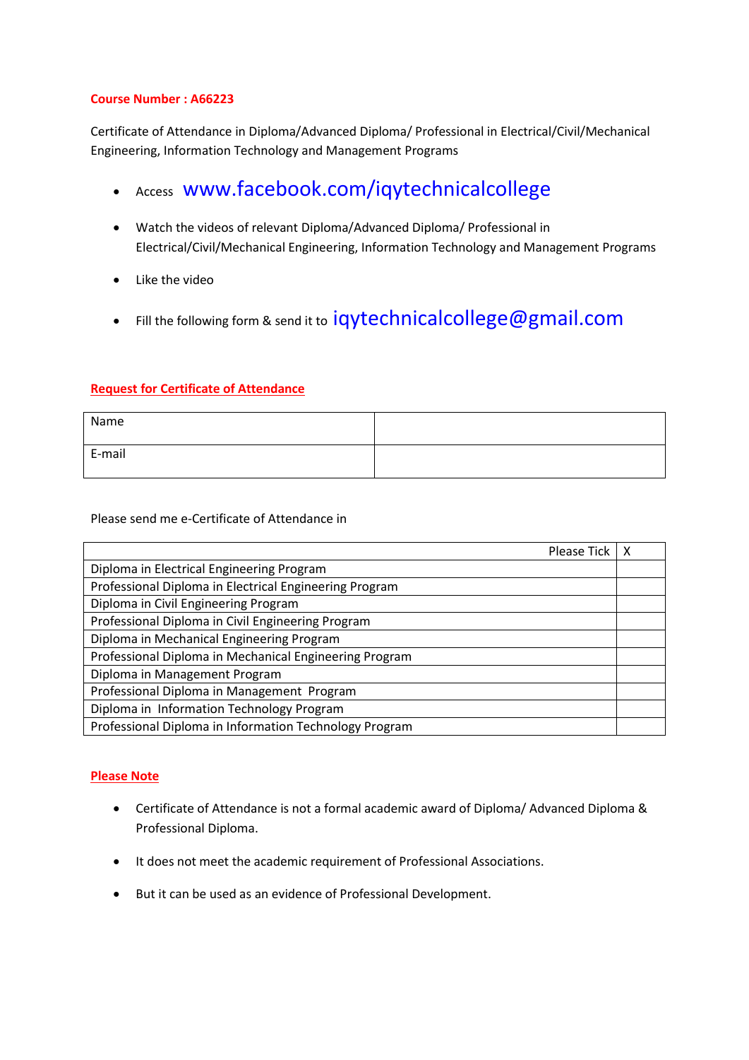**Course Number : A66223**

Certificate of Attendance in Diploma/Advanced Diploma/ Professional in Electrical/Civil/Mechanical Engineering, Information Technology and Management Programs

- Access www.facebook.com/iqytechnicalcollege
- Watch the videos of relevant Diploma/Advanced Diploma/ Professional in Electrical/Civil/Mechanical Engineering, Information Technology and Management Programs
- Like the video
- Fill the following form & send it to iqytechnicalcollege@gmail.com

**Request for Certificate of Attendance**

| Name | |
|---|---|
| E-mail | |

Please send me e-Certificate of Attendance in

| Please Tick | X |
|---|---|
| Diploma in Electrical Engineering Program | |
| Professional Diploma in Electrical Engineering Program | |
| Diploma in Civil Engineering Program | |
| Professional Diploma in Civil Engineering Program | |
| Diploma in Mechanical Engineering Program | |
| Professional Diploma in Mechanical Engineering Program | |
| Diploma in Management Program | |
| Professional Diploma in Management Program | |
| Diploma in Information Technology Program | |
| Professional Diploma in Information Technology Program | |

**Please Note**

- Certificate of Attendance is not a formal academic award of Diploma/ Advanced Diploma & Professional Diploma.
- It does not meet the academic requirement of Professional Associations.
- But it can be used as an evidence of Professional Development.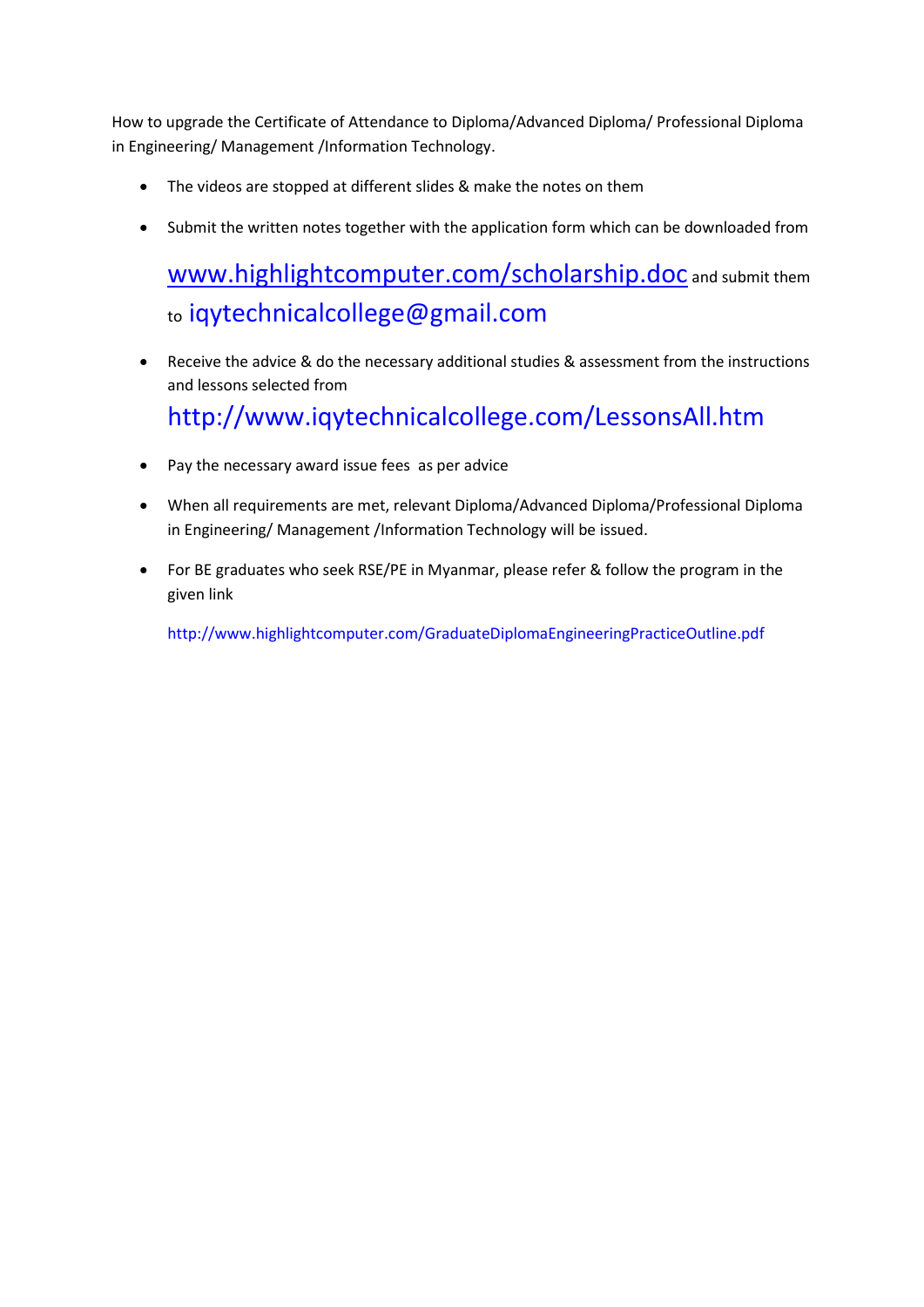How to upgrade the Certificate of Attendance to Diploma/Advanced Diploma/ Professional Diploma in Engineering/ Management /Information Technology.

- The videos are stopped at different slides & make the notes on them
- Submit the written notes together with the application form which can be downloaded from

  www.highlightcomputer.com/scholarship.doc and submit them to iqytechnicalcollege@gmail.com

- Receive the advice & do the necessary additional studies & assessment from the instructions and lessons selected from

  http://www.iqytechnicalcollege.com/LessonsAll.htm

- Pay the necessary award issue fees as per advice
- When all requirements are met, relevant Diploma/Advanced Diploma/Professional Diploma in Engineering/ Management /Information Technology will be issued.
- For BE graduates who seek RSE/PE in Myanmar, please refer & follow the program in the given link

  http://www.highlightcomputer.com/GraduateDiplomaEngineeringPracticeOutline.pdf